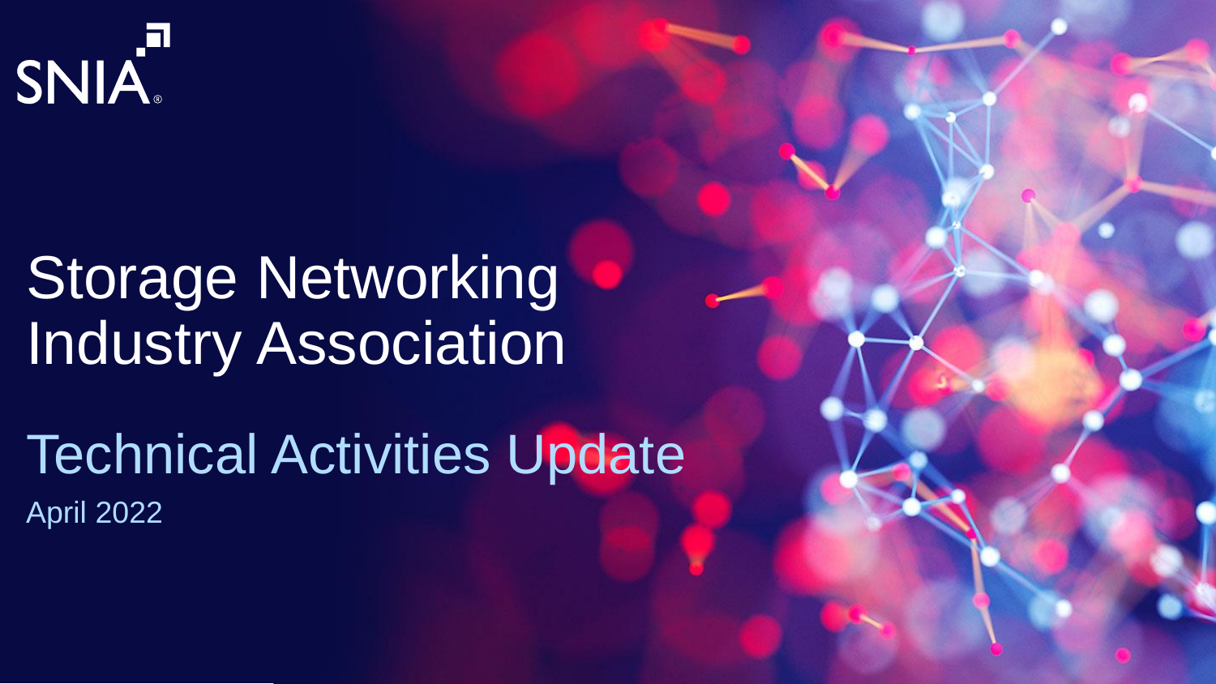SNIA

# Storage Networking Industry Association

## Technical Activities Update

April 2022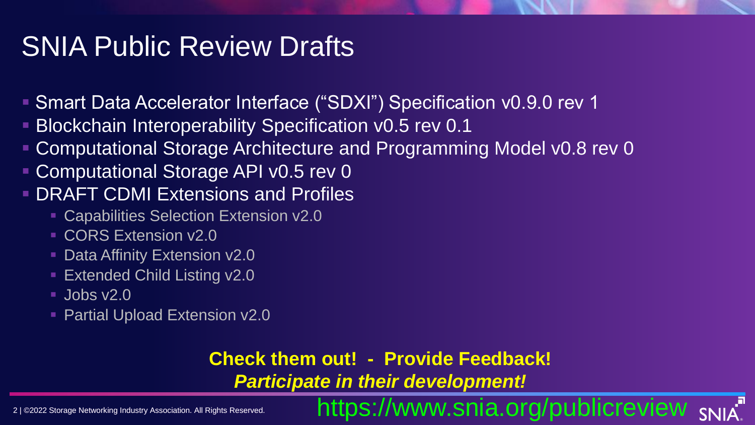# SNIA Public Review Drafts

- Smart Data Accelerator Interface ("SDXI") Specification v0.9.0 rev 1
- Blockchain Interoperability Specification v0.5 rev 0.1
- Computational Storage Architecture and Programming Model v0.8 rev 0
- Computational Storage API v0.5 rev 0
- DRAFT CDMI Extensions and Profiles
  - Capabilities Selection Extension v2.0
  - CORS Extension v2.0
  - Data Affinity Extension v2.0
  - Extended Child Listing v2.0
  - Jobs v2.0
  - Partial Upload Extension v2.0

**Check them out! - Provide Feedback!**

***Participate in their development!***

https://www.snia.org/publicreview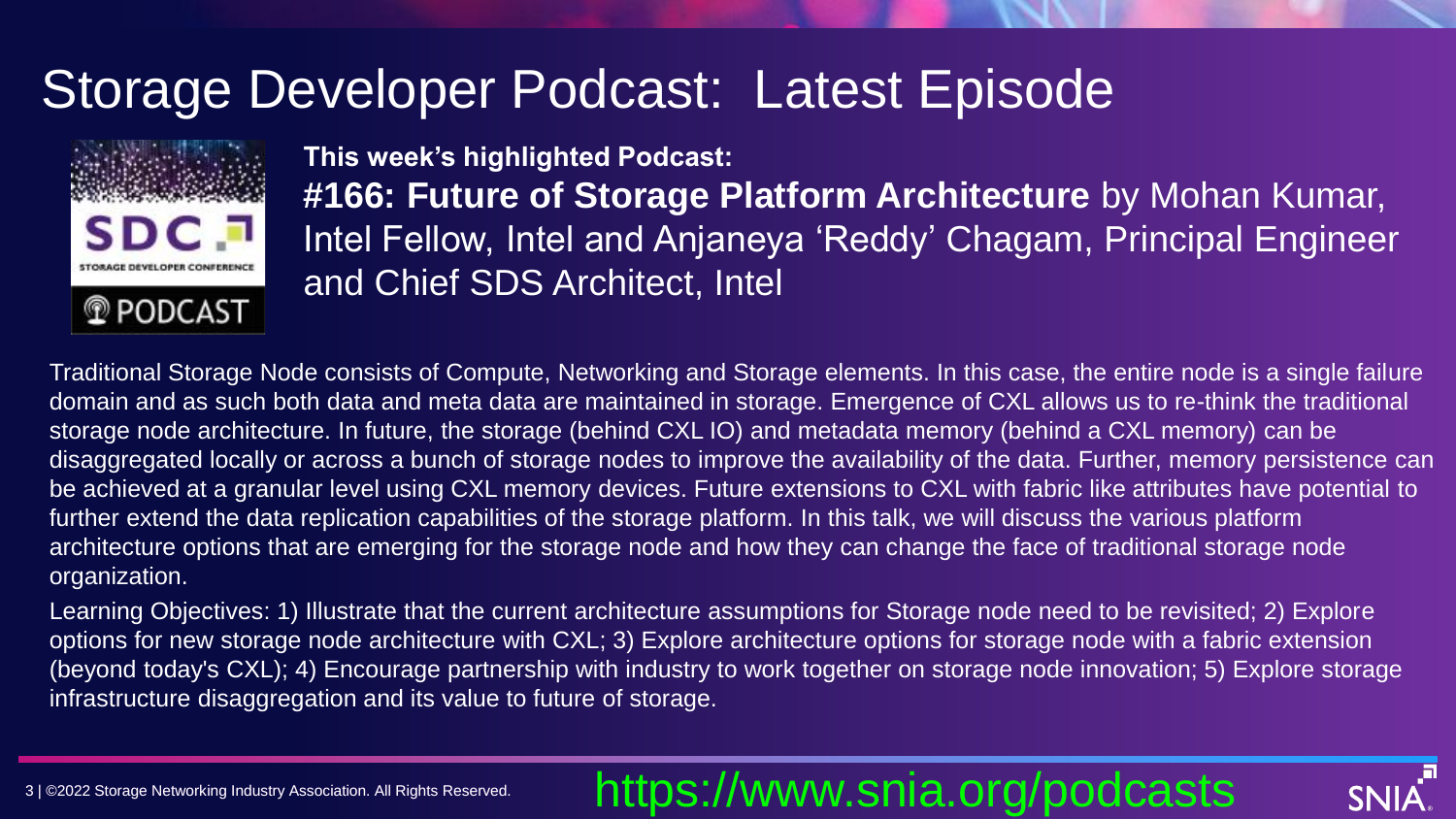# Storage Developer Podcast: Latest Episode

**This week's highlighted Podcast:**

**#166: Future of Storage Platform Architecture** by Mohan Kumar, Intel Fellow, Intel and Anjaneya 'Reddy' Chagam, Principal Engineer and Chief SDS Architect, Intel

Traditional Storage Node consists of Compute, Networking and Storage elements. In this case, the entire node is a single failure domain and as such both data and meta data are maintained in storage. Emergence of CXL allows us to re-think the traditional storage node architecture. In future, the storage (behind CXL IO) and metadata memory (behind a CXL memory) can be disaggregated locally or across a bunch of storage nodes to improve the availability of the data. Further, memory persistence can be achieved at a granular level using CXL memory devices. Future extensions to CXL with fabric like attributes have potential to further extend the data replication capabilities of the storage platform. In this talk, we will discuss the various platform architecture options that are emerging for the storage node and how they can change the face of traditional storage node organization.

Learning Objectives: 1) Illustrate that the current architecture assumptions for Storage node need to be revisited; 2) Explore options for new storage node architecture with CXL; 3) Explore architecture options for storage node with a fabric extension (beyond today's CXL); 4) Encourage partnership with industry to work together on storage node innovation; 5) Explore storage infrastructure disaggregation and its value to future of storage.

https://www.snia.org/podcasts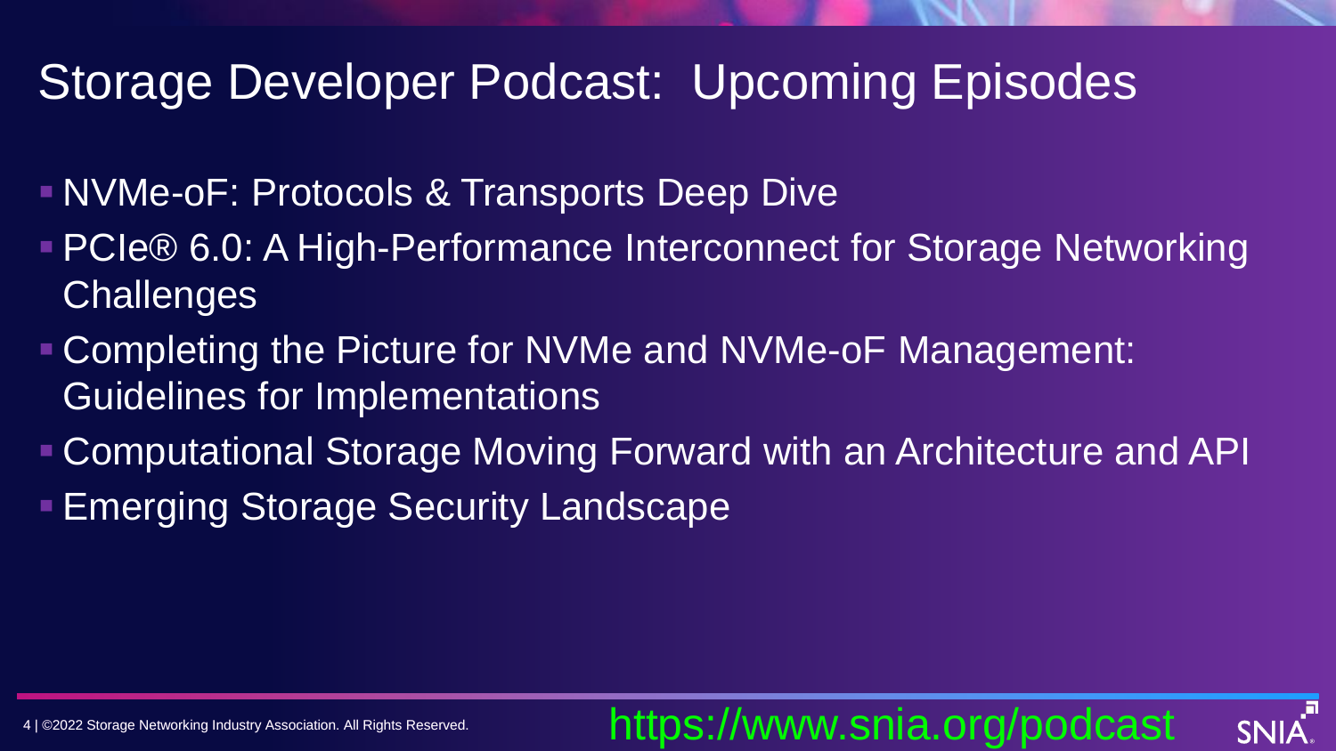# Storage Developer Podcast: Upcoming Episodes

- NVMe-oF: Protocols & Transports Deep Dive
- PCIe® 6.0: A High-Performance Interconnect for Storage Networking Challenges
- Completing the Picture for NVMe and NVMe-oF Management: Guidelines for Implementations
- Computational Storage Moving Forward with an Architecture and API
- Emerging Storage Security Landscape

https://www.snia.org/podcast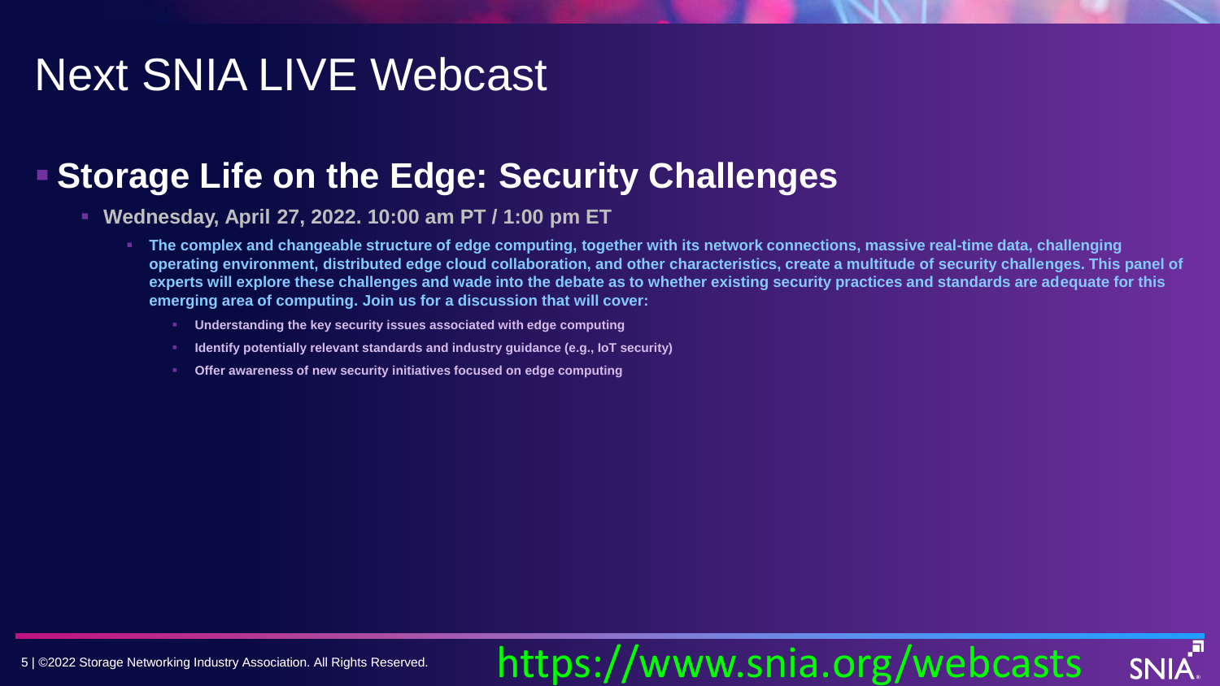# Next SNIA LIVE Webcast

- **Storage Life on the Edge: Security Challenges**
  - **Wednesday, April 27, 2022. 10:00 am PT / 1:00 pm ET**
    - **The complex and changeable structure of edge computing, together with its network connections, massive real-time data, challenging operating environment, distributed edge cloud collaboration, and other characteristics, create a multitude of security challenges. This panel of experts will explore these challenges and wade into the debate as to whether existing security practices and standards are adequate for this emerging area of computing. Join us for a discussion that will cover:**
      - **Understanding the key security issues associated with edge computing**
      - **Identify potentially relevant standards and industry guidance (e.g., IoT security)**
      - **Offer awareness of new security initiatives focused on edge computing**

https://www.snia.org/webcasts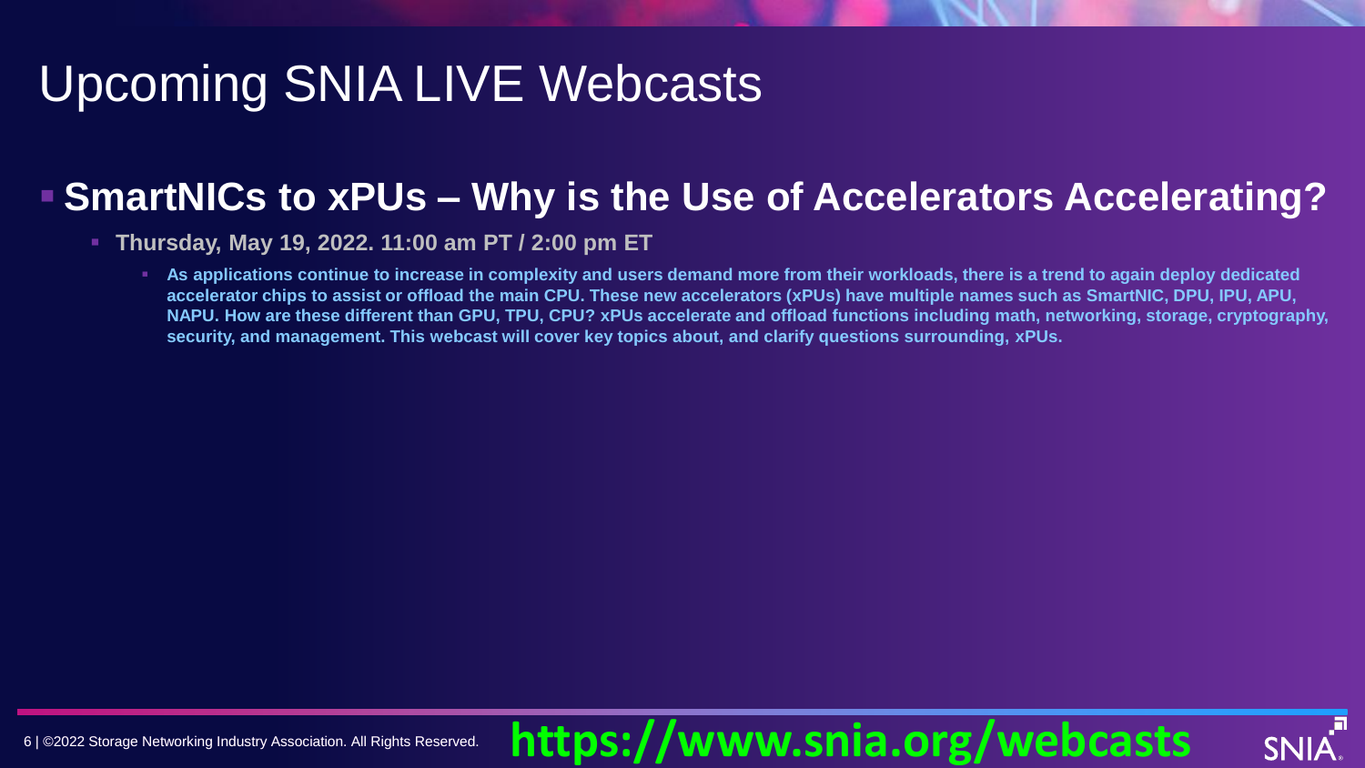# Upcoming SNIA LIVE Webcasts

- **SmartNICs to xPUs – Why is the Use of Accelerators Accelerating?**
  - **Thursday, May 19, 2022. 11:00 am PT / 2:00 pm ET**
    - **As applications continue to increase in complexity and users demand more from their workloads, there is a trend to again deploy dedicated accelerator chips to assist or offload the main CPU. These new accelerators (xPUs) have multiple names such as SmartNIC, DPU, IPU, APU, NAPU. How are these different than GPU, TPU, CPU? xPUs accelerate and offload functions including math, networking, storage, cryptography, security, and management. This webcast will cover key topics about, and clarify questions surrounding, xPUs.**

**https://www.snia.org/webcasts**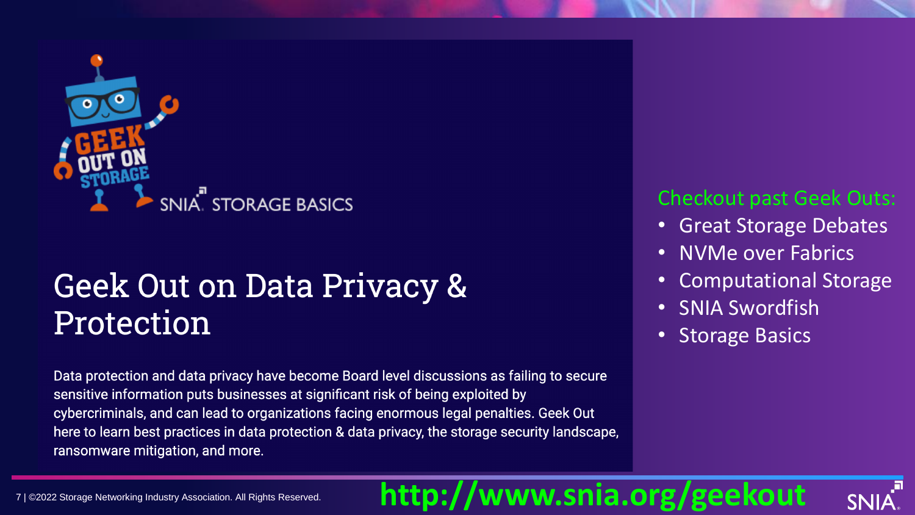GEEK OUT ON STORAGE

SNIA STORAGE BASICS

# Geek Out on Data Privacy & Protection

Data protection and data privacy have become Board level discussions as failing to secure sensitive information puts businesses at significant risk of being exploited by cybercriminals, and can lead to organizations facing enormous legal penalties. Geek Out here to learn best practices in data protection & data privacy, the storage security landscape, ransomware mitigation, and more.

Checkout past Geek Outs:

- Great Storage Debates
- NVMe over Fabrics
- Computational Storage
- SNIA Swordfish
- Storage Basics

**http://www.snia.org/geekout**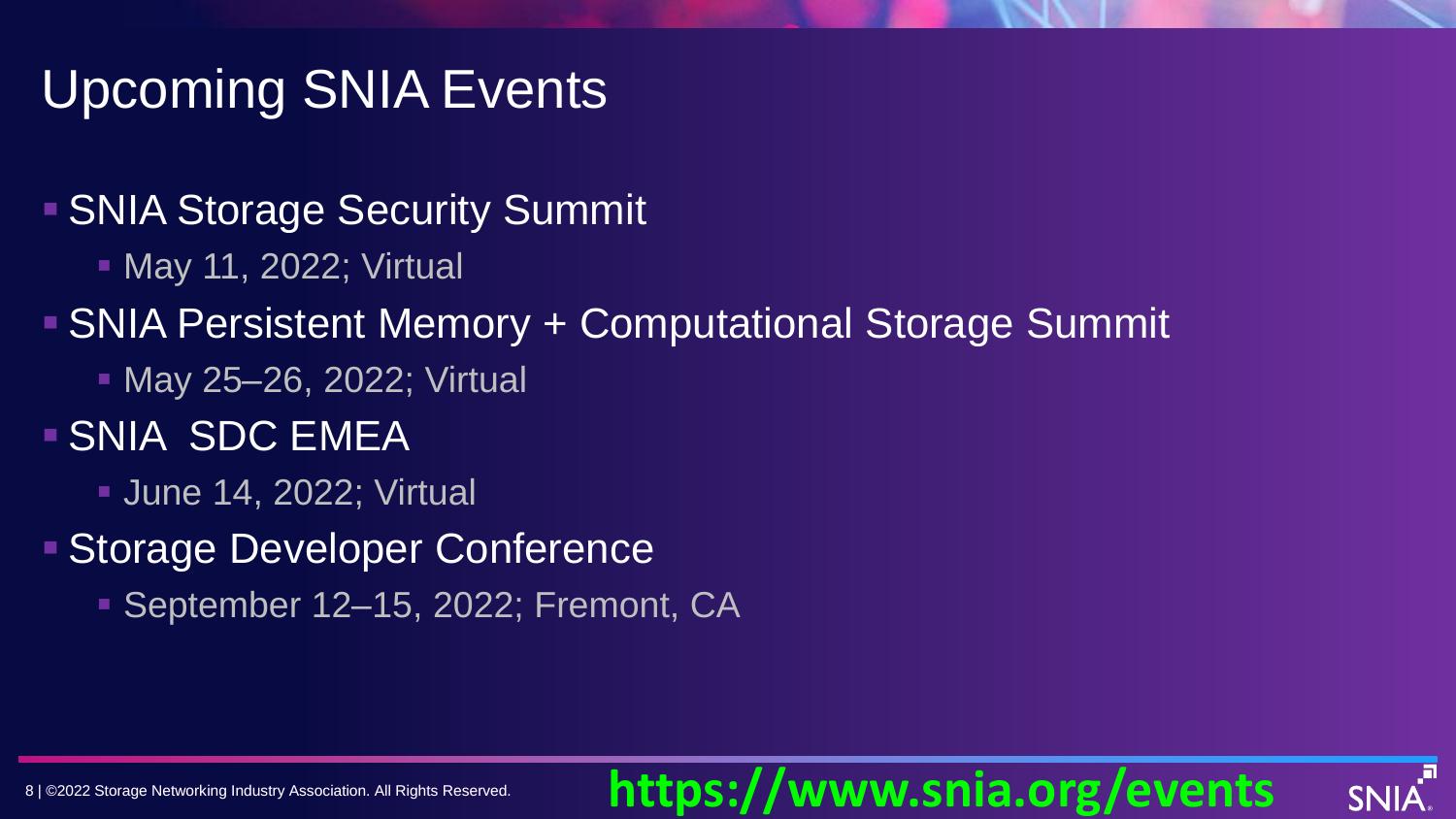# Upcoming SNIA Events

- SNIA Storage Security Summit
  - May 11, 2022; Virtual
- SNIA Persistent Memory + Computational Storage Summit
  - May 25–26, 2022; Virtual
- SNIA SDC EMEA
  - June 14, 2022; Virtual
- Storage Developer Conference
  - September 12–15, 2022; Fremont, CA

**https://www.snia.org/events**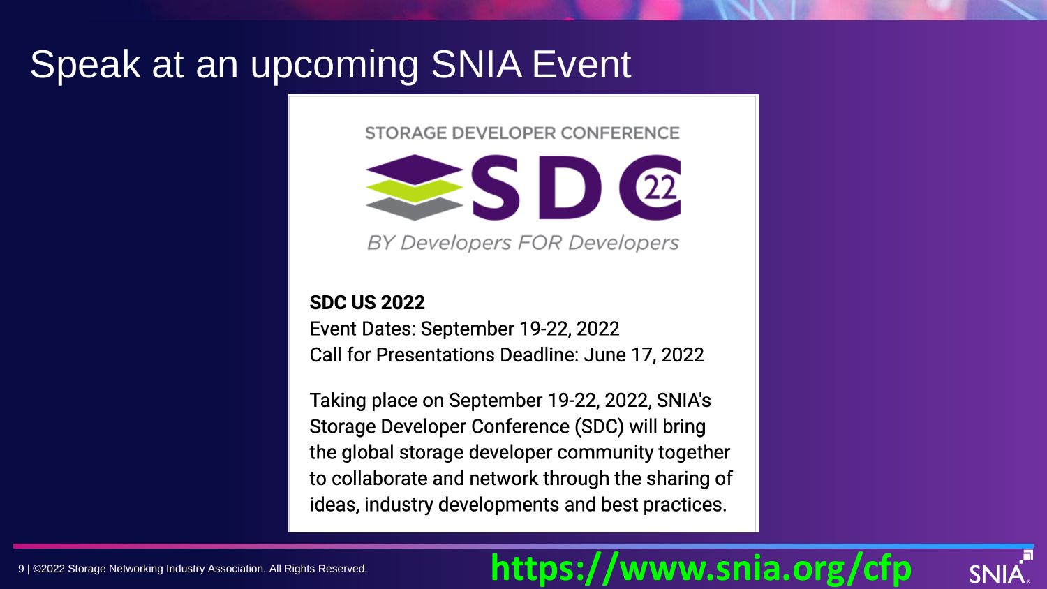# Speak at an upcoming SNIA Event

STORAGE DEVELOPER CONFERENCE

SDC 22

*BY Developers FOR Developers*

**SDC US 2022**

Event Dates: September 19-22, 2022

Call for Presentations Deadline: June 17, 2022

Taking place on September 19-22, 2022, SNIA's Storage Developer Conference (SDC) will bring the global storage developer community together to collaborate and network through the sharing of ideas, industry developments and best practices.

**https://www.snia.org/cfp**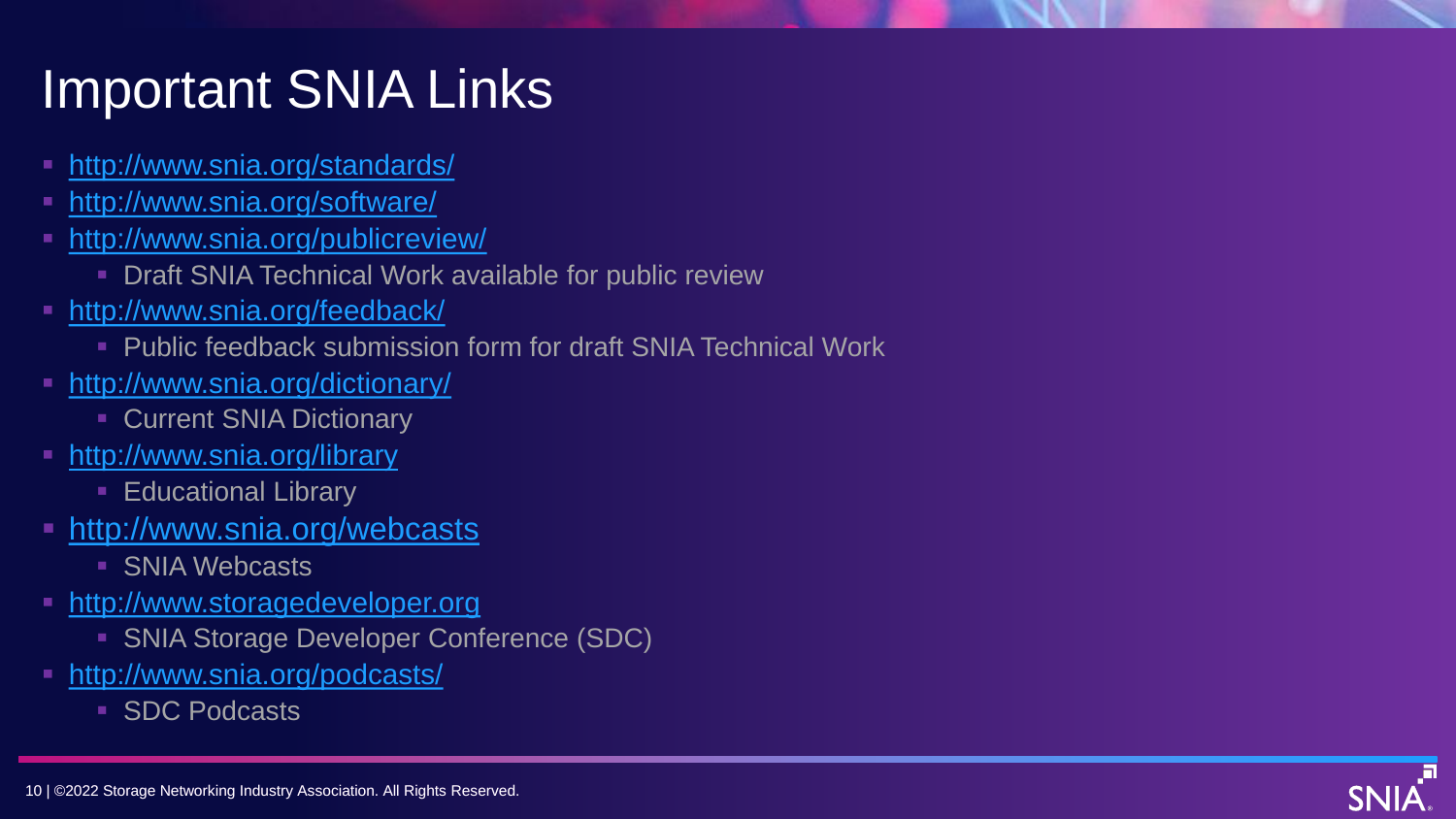# Important SNIA Links

- http://www.snia.org/standards/
- http://www.snia.org/software/
- http://www.snia.org/publicreview/
  - Draft SNIA Technical Work available for public review
- http://www.snia.org/feedback/
  - Public feedback submission form for draft SNIA Technical Work
- http://www.snia.org/dictionary/
  - Current SNIA Dictionary
- http://www.snia.org/library
  - Educational Library
- http://www.snia.org/webcasts
  - SNIA Webcasts
- http://www.storagedeveloper.org
  - SNIA Storage Developer Conference (SDC)
- http://www.snia.org/podcasts/
  - SDC Podcasts